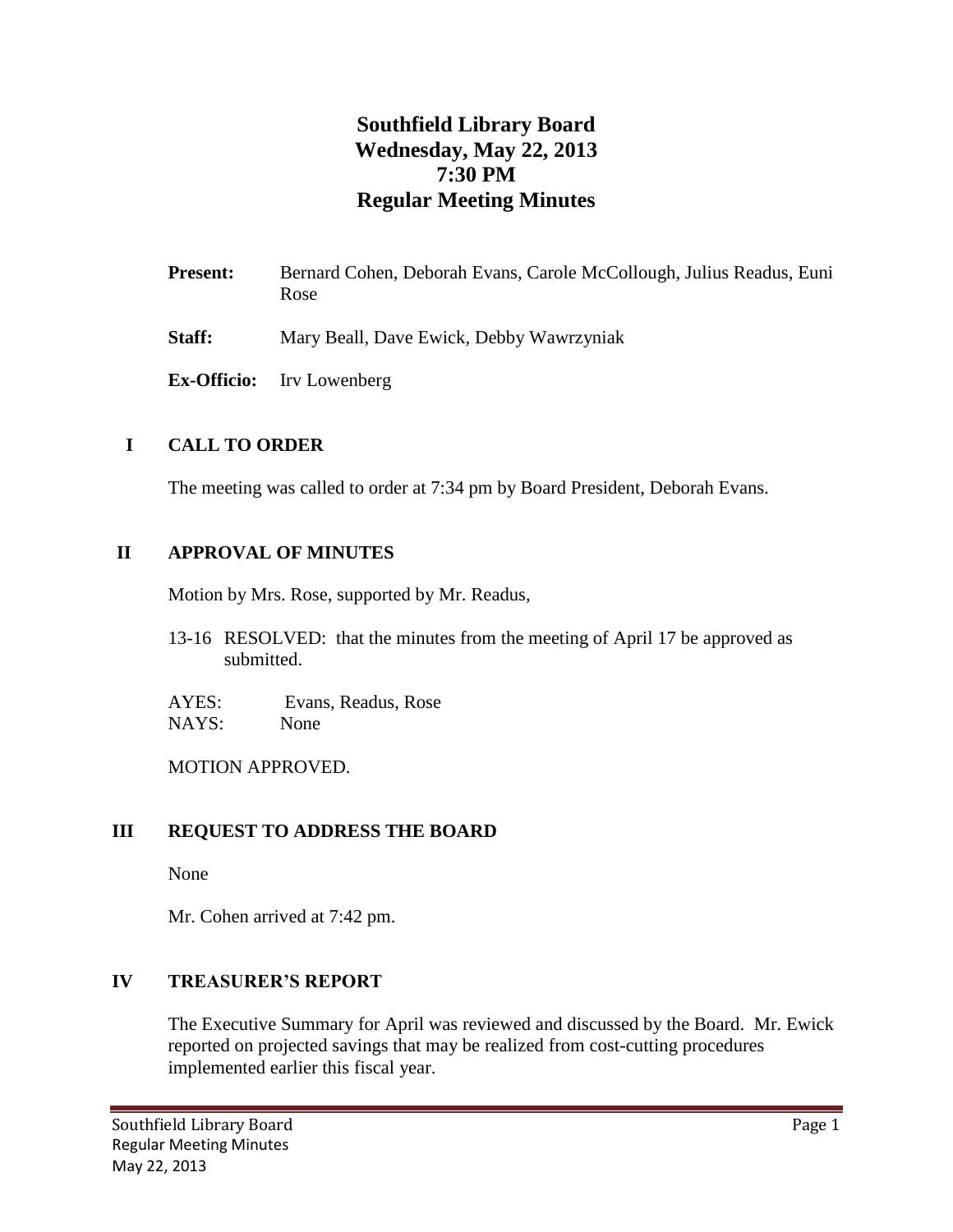# Southfield Library Board
# Wednesday, May 22, 2013
# 7:30 PM
# Regular Meeting Minutes

**Present:** Bernard Cohen, Deborah Evans, Carole McCollough, Julius Readus, Euni Rose

**Staff:** Mary Beall, Dave Ewick, Debby Wawrzyniak

**Ex-Officio:** Irv Lowenberg

## I CALL TO ORDER

The meeting was called to order at 7:34 pm by Board President, Deborah Evans.

## II APPROVAL OF MINUTES

Motion by Mrs. Rose, supported by Mr. Readus,

13-16 RESOLVED: that the minutes from the meeting of April 17 be approved as submitted.

AYES: Evans, Readus, Rose
NAYS: None

MOTION APPROVED.

## III REQUEST TO ADDRESS THE BOARD

None

Mr. Cohen arrived at 7:42 pm.

## IV TREASURER'S REPORT

The Executive Summary for April was reviewed and discussed by the Board. Mr. Ewick reported on projected savings that may be realized from cost-cutting procedures implemented earlier this fiscal year.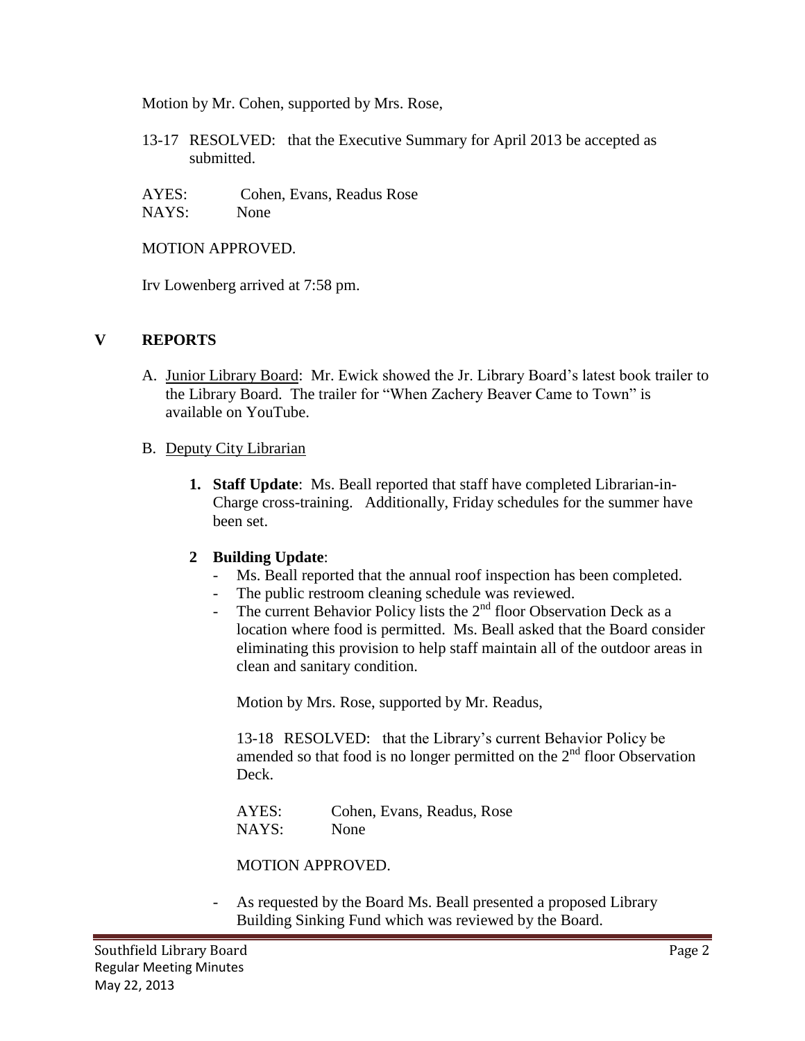Motion by Mr. Cohen, supported by Mrs. Rose,

13-17 RESOLVED: that the Executive Summary for April 2013 be accepted as submitted.

AYES: Cohen, Evans, Readus Rose
NAYS: None

MOTION APPROVED.

Irv Lowenberg arrived at 7:58 pm.

## V REPORTS

A. Junior Library Board: Mr. Ewick showed the Jr. Library Board's latest book trailer to the Library Board. The trailer for "When Zachery Beaver Came to Town" is available on YouTube.

B. Deputy City Librarian

**1. Staff Update**: Ms. Beall reported that staff have completed Librarian-in-Charge cross-training. Additionally, Friday schedules for the summer have been set.

**2 Building Update**:

- Ms. Beall reported that the annual roof inspection has been completed.
- The public restroom cleaning schedule was reviewed.
- The current Behavior Policy lists the 2nd floor Observation Deck as a location where food is permitted. Ms. Beall asked that the Board consider eliminating this provision to help staff maintain all of the outdoor areas in clean and sanitary condition.

  Motion by Mrs. Rose, supported by Mr. Readus,

  13-18 RESOLVED: that the Library's current Behavior Policy be amended so that food is no longer permitted on the 2nd floor Observation Deck.

  AYES: Cohen, Evans, Readus, Rose
  NAYS: None

  MOTION APPROVED.

- As requested by the Board Ms. Beall presented a proposed Library Building Sinking Fund which was reviewed by the Board.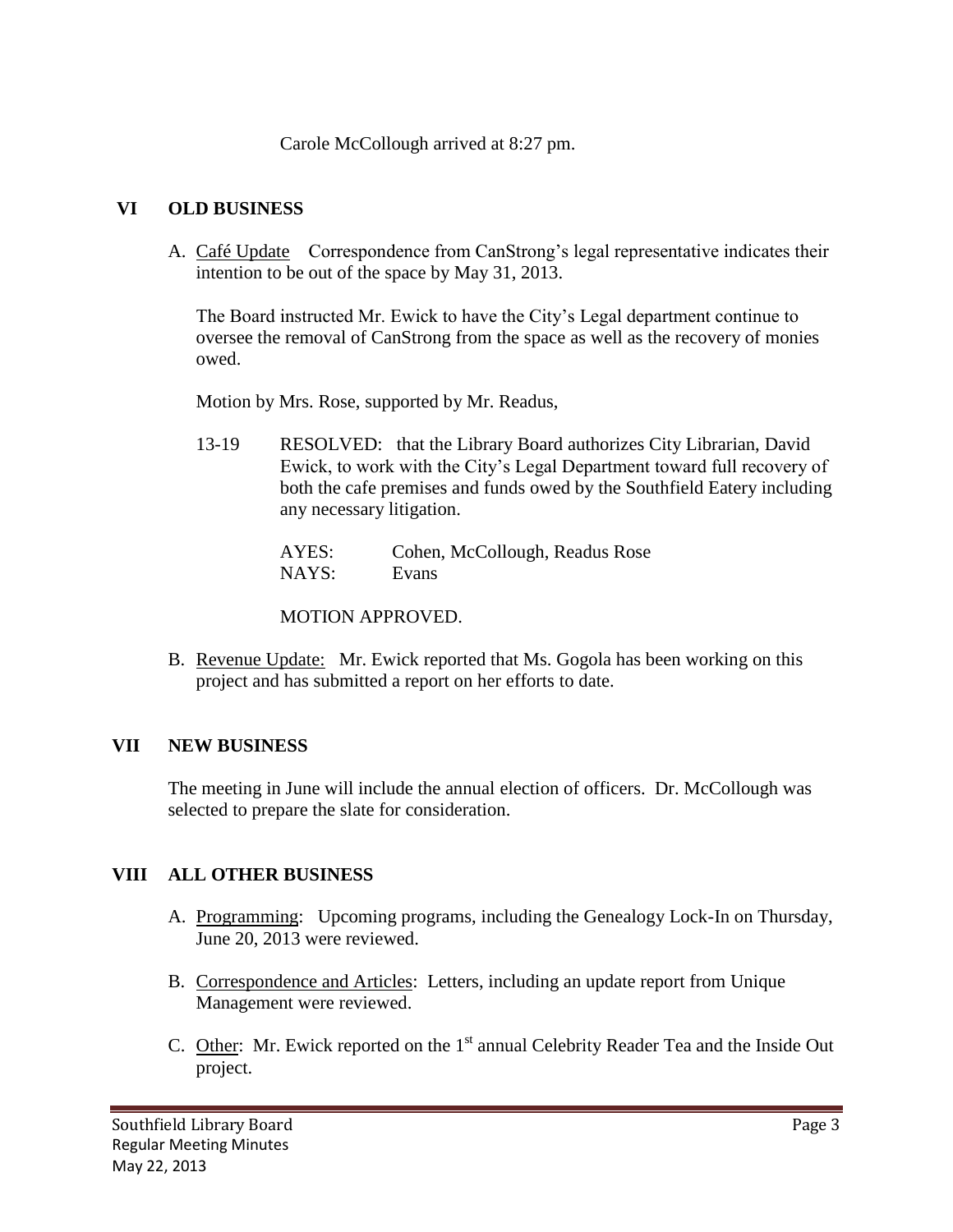Carole McCollough arrived at 8:27 pm.

## VI OLD BUSINESS

A. Café Update Correspondence from CanStrong's legal representative indicates their intention to be out of the space by May 31, 2013.

The Board instructed Mr. Ewick to have the City's Legal department continue to oversee the removal of CanStrong from the space as well as the recovery of monies owed.

Motion by Mrs. Rose, supported by Mr. Readus,

13-19 RESOLVED: that the Library Board authorizes City Librarian, David Ewick, to work with the City's Legal Department toward full recovery of both the cafe premises and funds owed by the Southfield Eatery including any necessary litigation.

AYES: Cohen, McCollough, Readus Rose
NAYS: Evans

MOTION APPROVED.

B. Revenue Update: Mr. Ewick reported that Ms. Gogola has been working on this project and has submitted a report on her efforts to date.

## VII NEW BUSINESS

The meeting in June will include the annual election of officers. Dr. McCollough was selected to prepare the slate for consideration.

## VIII ALL OTHER BUSINESS

A. Programming: Upcoming programs, including the Genealogy Lock-In on Thursday, June 20, 2013 were reviewed.

B. Correspondence and Articles: Letters, including an update report from Unique Management were reviewed.

C. Other: Mr. Ewick reported on the 1st annual Celebrity Reader Tea and the Inside Out project.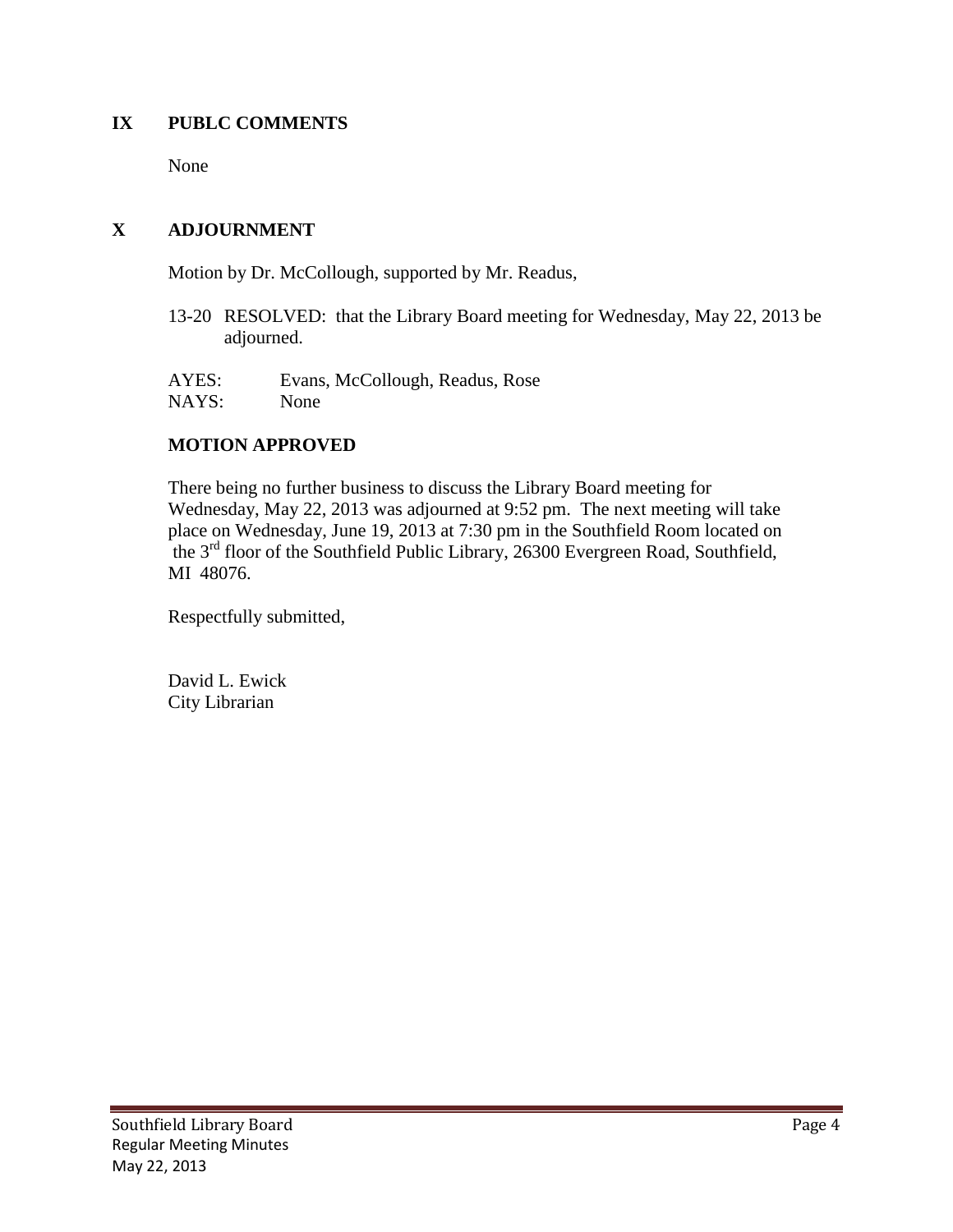## IX PUBLC COMMENTS

None

## X ADJOURNMENT

Motion by Dr. McCollough, supported by Mr. Readus,

13-20 RESOLVED: that the Library Board meeting for Wednesday, May 22, 2013 be adjourned.

AYES: Evans, McCollough, Readus, Rose
NAYS: None

**MOTION APPROVED**

There being no further business to discuss the Library Board meeting for Wednesday, May 22, 2013 was adjourned at 9:52 pm. The next meeting will take place on Wednesday, June 19, 2013 at 7:30 pm in the Southfield Room located on the 3rd floor of the Southfield Public Library, 26300 Evergreen Road, Southfield, MI 48076.

Respectfully submitted,

David L. Ewick
City Librarian